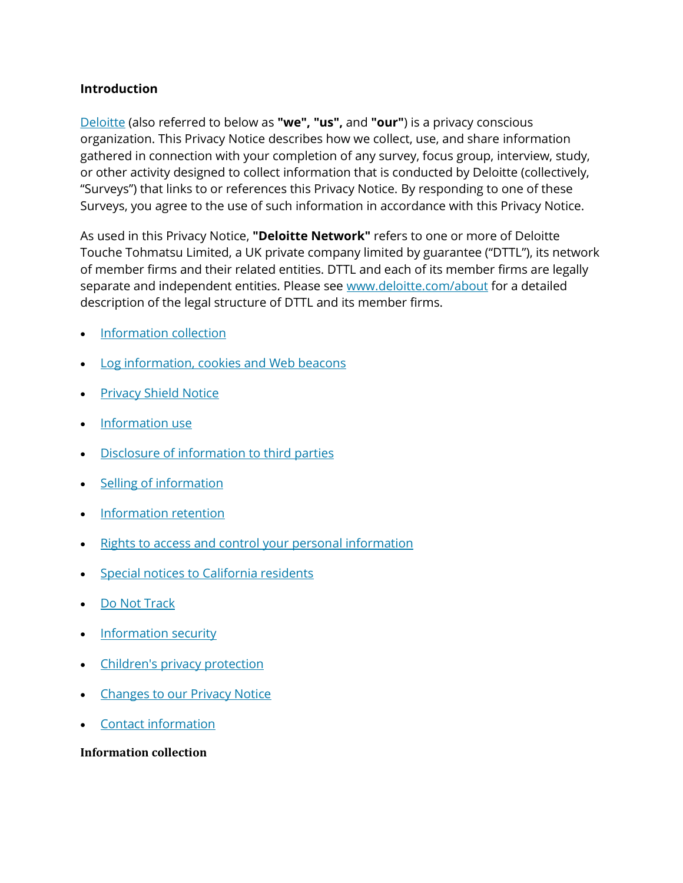## Introduction

[Deloitte](#) (also referred to below as **"we", "us",** and **"our"**) is a privacy conscious organization. This Privacy Notice describes how we collect, use, and share information gathered in connection with your completion of any survey, focus group, interview, study, or other activity designed to collect information that is conducted by Deloitte (collectively, “Surveys”) that links to or references this Privacy Notice. By responding to one of these Surveys, you agree to the use of such information in accordance with this Privacy Notice.

As used in this Privacy Notice, **"Deloitte Network"** refers to one or more of Deloitte Touche Tohmatsu Limited, a UK private company limited by guarantee (“DTTL”), its network of member firms and their related entities. DTTL and each of its member firms are legally separate and independent entities. Please see [www.deloitte.com/about](http://www.deloitte.com/about) for a detailed description of the legal structure of DTTL and its member firms.

- [Information collection](#)
- [Log information, cookies and Web beacons](#)
- [Privacy Shield Notice](#)
- [Information use](#)
- [Disclosure of information to third parties](#)
- [Selling of information](#)
- [Information retention](#)
- [Rights to access and control your personal information](#)
- [Special notices to California residents](#)
- [Do Not Track](#)
- [Information security](#)
- [Children's privacy protection](#)
- [Changes to our Privacy Notice](#)
- [Contact information](#)

## Information collection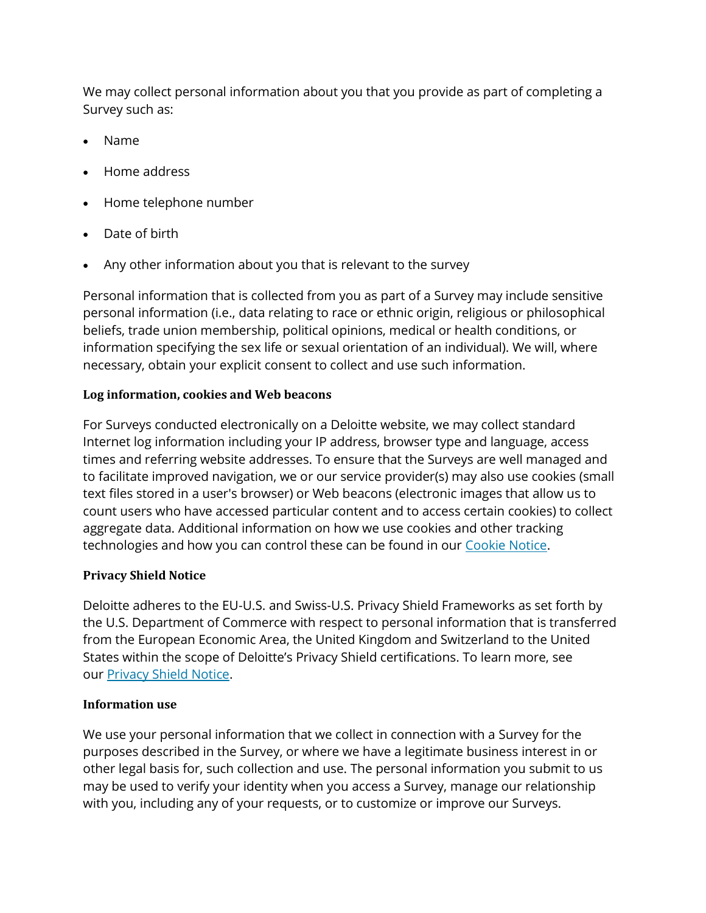We may collect personal information about you that you provide as part of completing a Survey such as:

- Name
- Home address
- Home telephone number
- Date of birth
- Any other information about you that is relevant to the survey

Personal information that is collected from you as part of a Survey may include sensitive personal information (i.e., data relating to race or ethnic origin, religious or philosophical beliefs, trade union membership, political opinions, medical or health conditions, or information specifying the sex life or sexual orientation of an individual). We will, where necessary, obtain your explicit consent to collect and use such information.

**Log information, cookies and Web beacons**

For Surveys conducted electronically on a Deloitte website, we may collect standard Internet log information including your IP address, browser type and language, access times and referring website addresses. To ensure that the Surveys are well managed and to facilitate improved navigation, we or our service provider(s) may also use cookies (small text files stored in a user's browser) or Web beacons (electronic images that allow us to count users who have accessed particular content and to access certain cookies) to collect aggregate data. Additional information on how we use cookies and other tracking technologies and how you can control these can be found in our Cookie Notice.

**Privacy Shield Notice**

Deloitte adheres to the EU-U.S. and Swiss-U.S. Privacy Shield Frameworks as set forth by the U.S. Department of Commerce with respect to personal information that is transferred from the European Economic Area, the United Kingdom and Switzerland to the United States within the scope of Deloitte's Privacy Shield certifications. To learn more, see our Privacy Shield Notice.

**Information use**

We use your personal information that we collect in connection with a Survey for the purposes described in the Survey, or where we have a legitimate business interest in or other legal basis for, such collection and use. The personal information you submit to us may be used to verify your identity when you access a Survey, manage our relationship with you, including any of your requests, or to customize or improve our Surveys.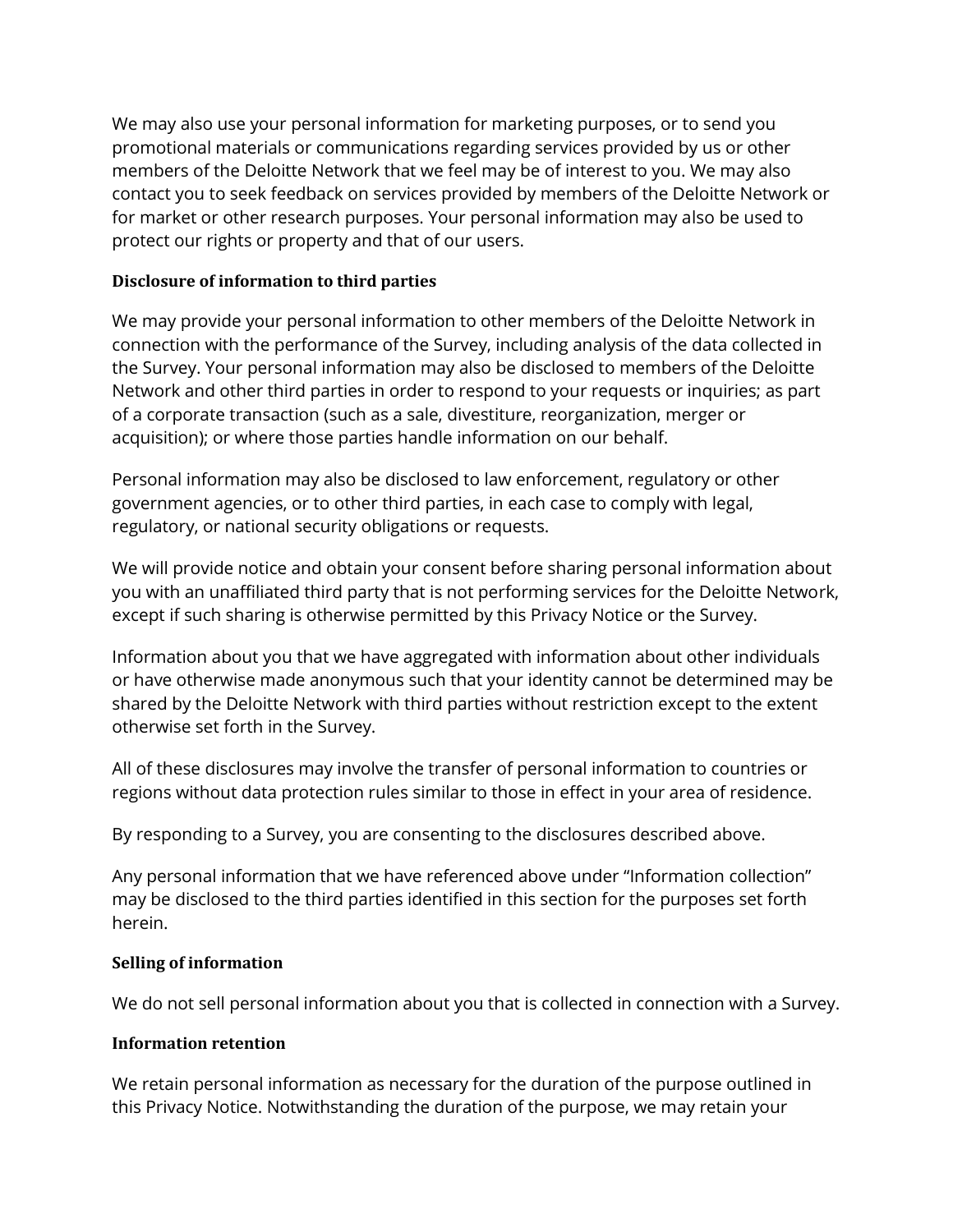We may also use your personal information for marketing purposes, or to send you promotional materials or communications regarding services provided by us or other members of the Deloitte Network that we feel may be of interest to you. We may also contact you to seek feedback on services provided by members of the Deloitte Network or for market or other research purposes. Your personal information may also be used to protect our rights or property and that of our users.

**Disclosure of information to third parties**

We may provide your personal information to other members of the Deloitte Network in connection with the performance of the Survey, including analysis of the data collected in the Survey. Your personal information may also be disclosed to members of the Deloitte Network and other third parties in order to respond to your requests or inquiries; as part of a corporate transaction (such as a sale, divestiture, reorganization, merger or acquisition); or where those parties handle information on our behalf.

Personal information may also be disclosed to law enforcement, regulatory or other government agencies, or to other third parties, in each case to comply with legal, regulatory, or national security obligations or requests.

We will provide notice and obtain your consent before sharing personal information about you with an unaffiliated third party that is not performing services for the Deloitte Network, except if such sharing is otherwise permitted by this Privacy Notice or the Survey.

Information about you that we have aggregated with information about other individuals or have otherwise made anonymous such that your identity cannot be determined may be shared by the Deloitte Network with third parties without restriction except to the extent otherwise set forth in the Survey.

All of these disclosures may involve the transfer of personal information to countries or regions without data protection rules similar to those in effect in your area of residence.

By responding to a Survey, you are consenting to the disclosures described above.

Any personal information that we have referenced above under "Information collection" may be disclosed to the third parties identified in this section for the purposes set forth herein.

**Selling of information**

We do not sell personal information about you that is collected in connection with a Survey.

**Information retention**

We retain personal information as necessary for the duration of the purpose outlined in this Privacy Notice. Notwithstanding the duration of the purpose, we may retain your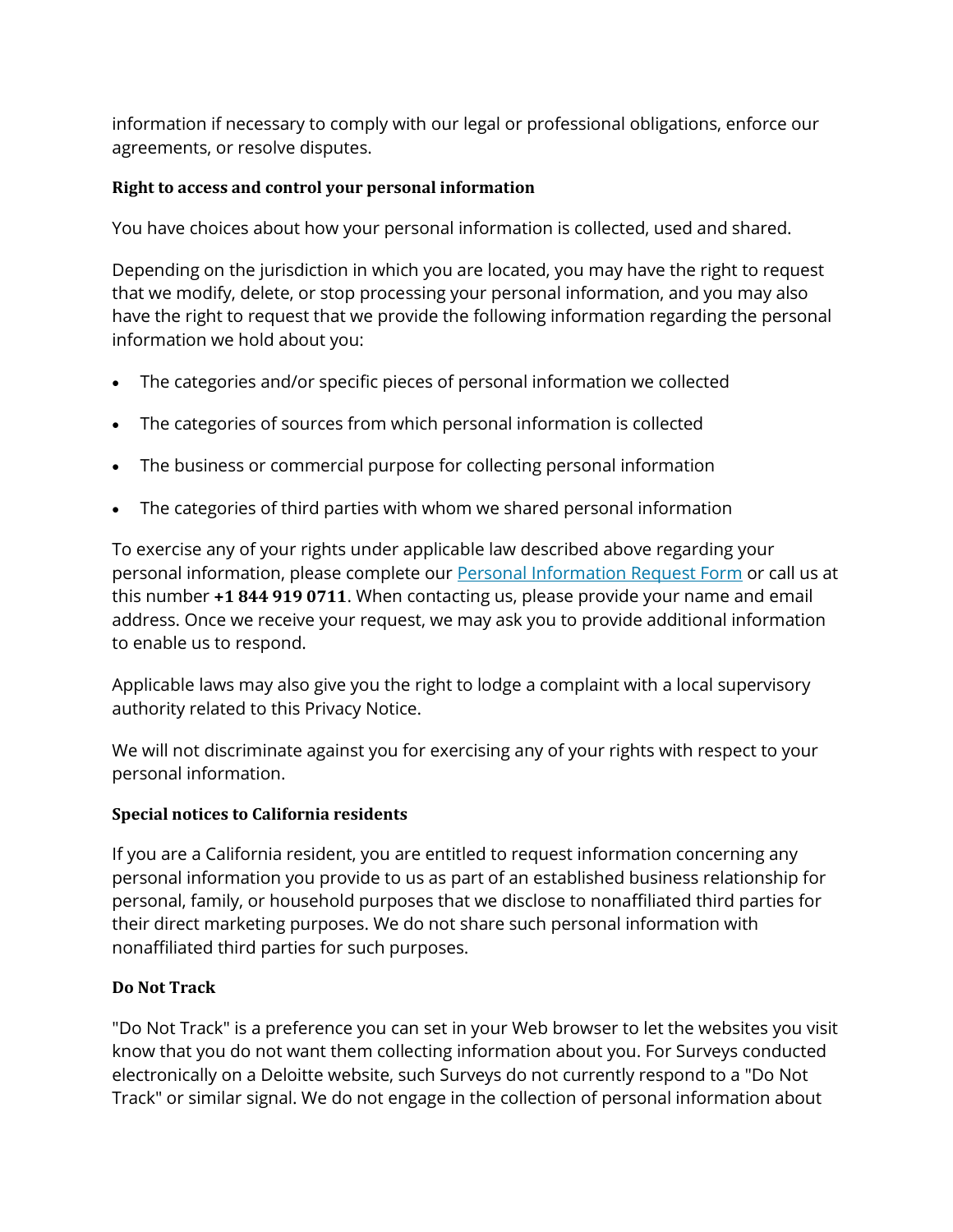information if necessary to comply with our legal or professional obligations, enforce our agreements, or resolve disputes.

**Right to access and control your personal information**

You have choices about how your personal information is collected, used and shared.

Depending on the jurisdiction in which you are located, you may have the right to request that we modify, delete, or stop processing your personal information, and you may also have the right to request that we provide the following information regarding the personal information we hold about you:

- The categories and/or specific pieces of personal information we collected
- The categories of sources from which personal information is collected
- The business or commercial purpose for collecting personal information
- The categories of third parties with whom we shared personal information

To exercise any of your rights under applicable law described above regarding your personal information, please complete our [Personal Information Request Form]() or call us at this number **+1 844 919 0711**. When contacting us, please provide your name and email address. Once we receive your request, we may ask you to provide additional information to enable us to respond.

Applicable laws may also give you the right to lodge a complaint with a local supervisory authority related to this Privacy Notice.

We will not discriminate against you for exercising any of your rights with respect to your personal information.

**Special notices to California residents**

If you are a California resident, you are entitled to request information concerning any personal information you provide to us as part of an established business relationship for personal, family, or household purposes that we disclose to nonaffiliated third parties for their direct marketing purposes. We do not share such personal information with nonaffiliated third parties for such purposes.

**Do Not Track**

"Do Not Track" is a preference you can set in your Web browser to let the websites you visit know that you do not want them collecting information about you. For Surveys conducted electronically on a Deloitte website, such Surveys do not currently respond to a "Do Not Track" or similar signal. We do not engage in the collection of personal information about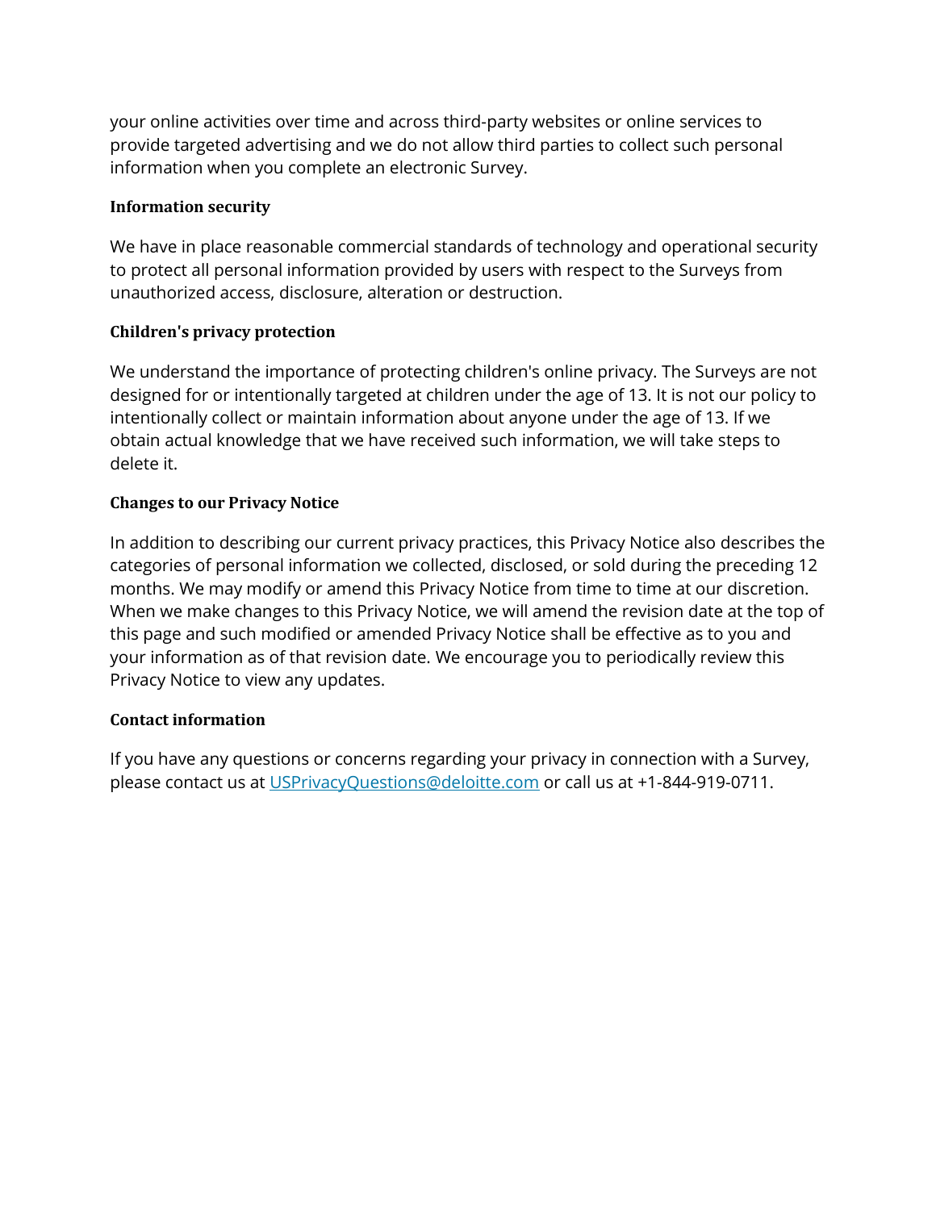your online activities over time and across third-party websites or online services to provide targeted advertising and we do not allow third parties to collect such personal information when you complete an electronic Survey.

**Information security**

We have in place reasonable commercial standards of technology and operational security to protect all personal information provided by users with respect to the Surveys from unauthorized access, disclosure, alteration or destruction.

**Children's privacy protection**

We understand the importance of protecting children's online privacy. The Surveys are not designed for or intentionally targeted at children under the age of 13. It is not our policy to intentionally collect or maintain information about anyone under the age of 13. If we obtain actual knowledge that we have received such information, we will take steps to delete it.

**Changes to our Privacy Notice**

In addition to describing our current privacy practices, this Privacy Notice also describes the categories of personal information we collected, disclosed, or sold during the preceding 12 months. We may modify or amend this Privacy Notice from time to time at our discretion. When we make changes to this Privacy Notice, we will amend the revision date at the top of this page and such modified or amended Privacy Notice shall be effective as to you and your information as of that revision date. We encourage you to periodically review this Privacy Notice to view any updates.

**Contact information**

If you have any questions or concerns regarding your privacy in connection with a Survey, please contact us at [USPrivacyQuestions@deloitte.com](mailto:USPrivacyQuestions@deloitte.com) or call us at +1-844-919-0711.